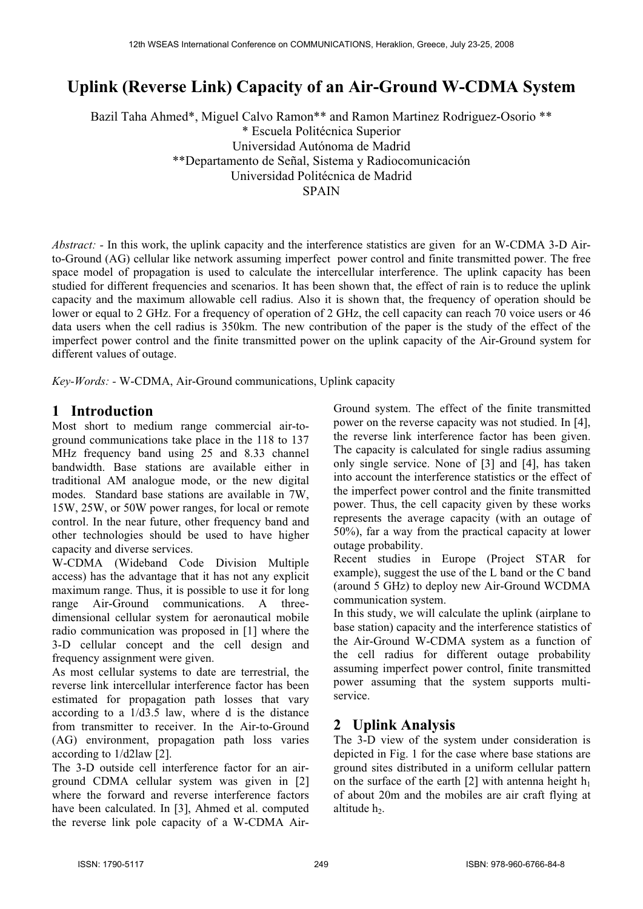# Uplink (Reverse Link) Capacity of an Air-Ground W-CDMA System

Bazil Taha Ahmed*, Miguel Calvo Ramon** and Ramon Martinez Rodriguez-Osorio **
* Escuela Politécnica Superior
Universidad Autónoma de Madrid
**Departamento de Señal, Sistema y Radiocomunicación
Universidad Politécnica de Madrid
SPAIN

*Abstract:* - In this work, the uplink capacity and the interference statistics are given for an W-CDMA 3-D Air-to-Ground (AG) cellular like network assuming imperfect power control and finite transmitted power. The free space model of propagation is used to calculate the intercellular interference. The uplink capacity has been studied for different frequencies and scenarios. It has been shown that, the effect of rain is to reduce the uplink capacity and the maximum allowable cell radius. Also it is shown that, the frequency of operation should be lower or equal to 2 GHz. For a frequency of operation of 2 GHz, the cell capacity can reach 70 voice users or 46 data users when the cell radius is 350km. The new contribution of the paper is the study of the effect of the imperfect power control and the finite transmitted power on the uplink capacity of the Air-Ground system for different values of outage.

*Key-Words:* - W-CDMA, Air-Ground communications, Uplink capacity

## 1 Introduction

Most short to medium range commercial air-to-ground communications take place in the 118 to 137 MHz frequency band using 25 and 8.33 channel bandwidth. Base stations are available either in traditional AM analogue mode, or the new digital modes. Standard base stations are available in 7W, 15W, 25W, or 50W power ranges, for local or remote control. In the near future, other frequency band and other technologies should be used to have higher capacity and diverse services.

W-CDMA (Wideband Code Division Multiple access) has the advantage that it has not any explicit maximum range. Thus, it is possible to use it for long range Air-Ground communications. A three-dimensional cellular system for aeronautical mobile radio communication was proposed in [1] where the 3-D cellular concept and the cell design and frequency assignment were given.

As most cellular systems to date are terrestrial, the reverse link intercellular interference factor has been estimated for propagation path losses that vary according to a 1/d3.5 law, where d is the distance from transmitter to receiver. In the Air-to-Ground (AG) environment, propagation path loss varies according to 1/d2law [2].

The 3-D outside cell interference factor for an air-ground CDMA cellular system was given in [2] where the forward and reverse interference factors have been calculated. In [3], Ahmed et al. computed the reverse link pole capacity of a W-CDMA Air-Ground system. The effect of the finite transmitted power on the reverse capacity was not studied. In [4], the reverse link interference factor has been given. The capacity is calculated for single radius assuming only single service. None of [3] and [4], has taken into account the interference statistics or the effect of the imperfect power control and the finite transmitted power. Thus, the cell capacity given by these works represents the average capacity (with an outage of 50%), far a way from the practical capacity at lower outage probability.

Recent studies in Europe (Project STAR for example), suggest the use of the L band or the C band (around 5 GHz) to deploy new Air-Ground WCDMA communication system.

In this study, we will calculate the uplink (airplane to base station) capacity and the interference statistics of the Air-Ground W-CDMA system as a function of the cell radius for different outage probability assuming imperfect power control, finite transmitted power assuming that the system supports multi-service.

## 2 Uplink Analysis

The 3-D view of the system under consideration is depicted in Fig. 1 for the case where base stations are ground sites distributed in a uniform cellular pattern on the surface of the earth [2] with antenna height $h_1$ of about 20m and the mobiles are air craft flying at altitude $h_2$.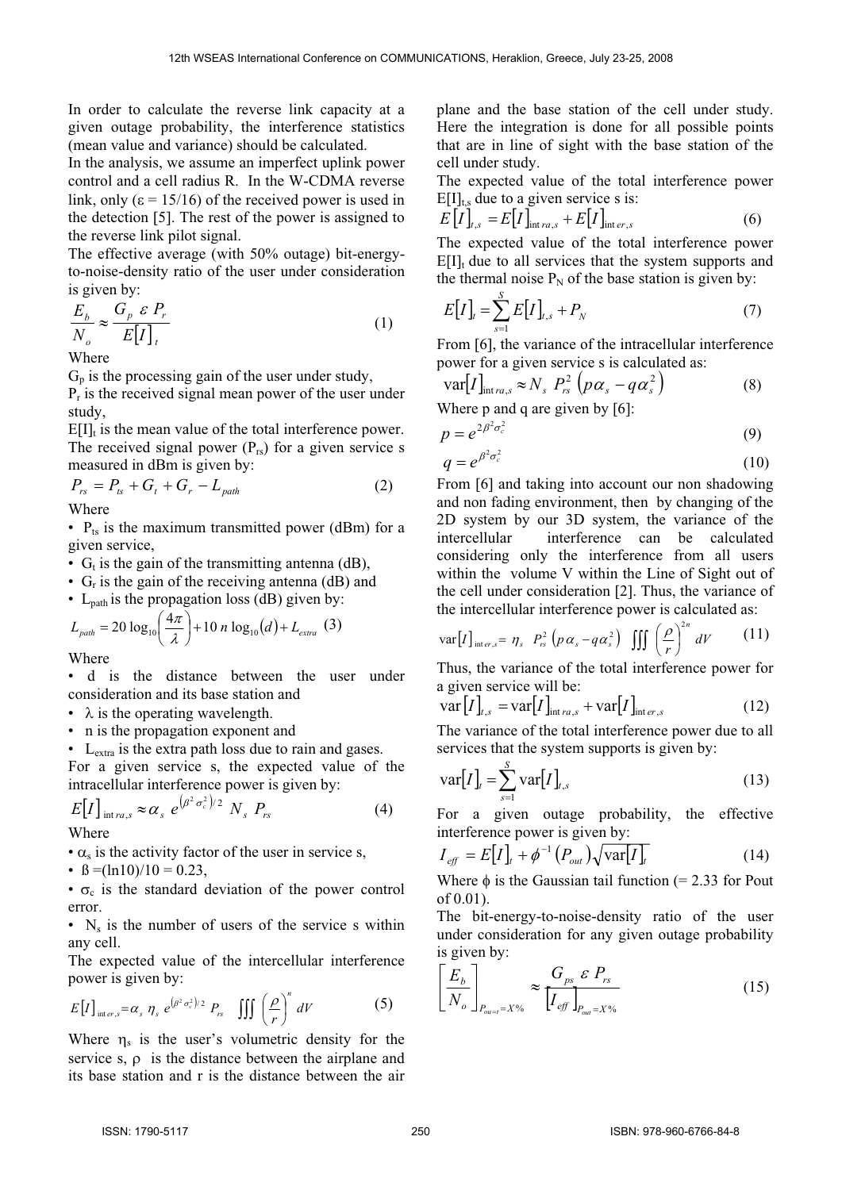In order to calculate the reverse link capacity at a given outage probability, the interference statistics (mean value and variance) should be calculated.

In the analysis, we assume an imperfect uplink power control and a cell radius R. In the W-CDMA reverse link, only ($\varepsilon$ = 15/16) of the received power is used in the detection [5]. The rest of the power is assigned to the reverse link pilot signal.

The effective average (with 50% outage) bit-energy-to-noise-density ratio of the user under consideration is given by:

$$\frac{E_b}{N_o} \approx \frac{G_p \ \varepsilon \ P_r}{E[I]_t} \tag{1}$$

Where

$G_p$ is the processing gain of the user under study,

$P_r$ is the received signal mean power of the user under study,

$E[I]_t$ is the mean value of the total interference power.

The received signal power ($P_{rs}$) for a given service s measured in dBm is given by:

$$P_{rs} = P_{ts} + G_t + G_r - L_{path} \tag{2}$$

Where

- $P_{ts}$ is the maximum transmitted power (dBm) for a given service,
- $G_t$ is the gain of the transmitting antenna (dB),
- $G_r$ is the gain of the receiving antenna (dB) and
- $L_{path}$ is the propagation loss (dB) given by:

$$L_{path} = 20\log_{10}\left(\frac{4\pi}{\lambda}\right) + 10\,n\,\log_{10}(d) + L_{extra} \tag{3}$$

Where

- d is the distance between the user under consideration and its base station and
- $\lambda$ is the operating wavelength.
- n is the propagation exponent and
- $L_{extra}$ is the extra path loss due to rain and gases.

For a given service s, the expected value of the intracellular interference power is given by:

$$E[I]_{intra,s} \approx \alpha_s \ e^{\left(\beta^2 \sigma_c^2\right)/2} \ N_s \ P_{rs} \tag{4}$$

Where

- $\alpha_s$ is the activity factor of the user in service s,
- ß =(ln10)/10 = 0.23,
- $\sigma_c$ is the standard deviation of the power control error.
- $N_s$ is the number of users of the service s within any cell.

The expected value of the intercellular interference power is given by:

$$E[I]_{inter,s} = \alpha_s \ \eta_s \ e^{\left(\beta^2 \sigma_c^2\right)/2} \ P_{rs} \ \iiint \left(\frac{\rho}{r}\right)^n dV \tag{5}$$

Where $\eta_s$ is the user's volumetric density for the service s, $\rho$ is the distance between the airplane and its base station and r is the distance between the air plane and the base station of the cell under study. Here the integration is done for all possible points that are in line of sight with the base station of the cell under study.

The expected value of the total interference power $E[I]_{t,s}$ due to a given service s is:

$$E[I]_{t,s} = E[I]_{intra,s} + E[I]_{inter,s} \tag{6}$$

The expected value of the total interference power $E[I]_t$ due to all services that the system supports and the thermal noise $P_N$ of the base station is given by:

$$E[I]_t = \sum_{s=1}^{S} E[I]_{t,s} + P_N \tag{7}$$

From [6], the variance of the intracellular interference power for a given service s is calculated as:

$$\operatorname{var}[I]_{intra,s} \approx N_s \ P_{rs}^2 \left(p\alpha_s - q\alpha_s^2\right) \tag{8}$$

Where p and q are given by [6]:

$$p = e^{2\beta^2 \sigma_c^2} \tag{9}$$

$$q = e^{\beta^2 \sigma_c^2} \tag{10}$$

From [6] and taking into account our non shadowing and non fading environment, then by changing of the 2D system by our 3D system, the variance of the intercellular interference can be calculated considering only the interference from all users within the volume V within the Line of Sight out of the cell under consideration [2]. Thus, the variance of the intercellular interference power is calculated as:

$$\operatorname{var}[I]_{inter,s} = \eta_s \ P_{rs}^2 \left(p\alpha_s - q\alpha_s^2\right) \ \iiint \left(\frac{\rho}{r}\right)^{2n} dV \tag{11}$$

Thus, the variance of the total interference power for a given service will be:

$$\operatorname{var}[I]_{t,s} = \operatorname{var}[I]_{intra,s} + \operatorname{var}[I]_{inter,s} \tag{12}$$

The variance of the total interference power due to all services that the system supports is given by:

$$\operatorname{var}[I]_t = \sum_{s=1}^{S} \operatorname{var}[I]_{t,s} \tag{13}$$

For a given outage probability, the effective interference power is given by:

$$I_{eff} = E[I]_t + \phi^{-1}(P_{out})\sqrt{\operatorname{var}[I]_t} \tag{14}$$

Where $\phi$ is the Gaussian tail function (= 2.33 for Pout of 0.01).

The bit-energy-to-noise-density ratio of the user under consideration for any given outage probability is given by:

$$\left[\frac{E_b}{N_o}\right]_{P_{out}=X\%} \approx \frac{G_{ps} \ \varepsilon \ P_{rs}}{\left[I_{eff}\right]_{P_{out}=X\%}} \tag{15}$$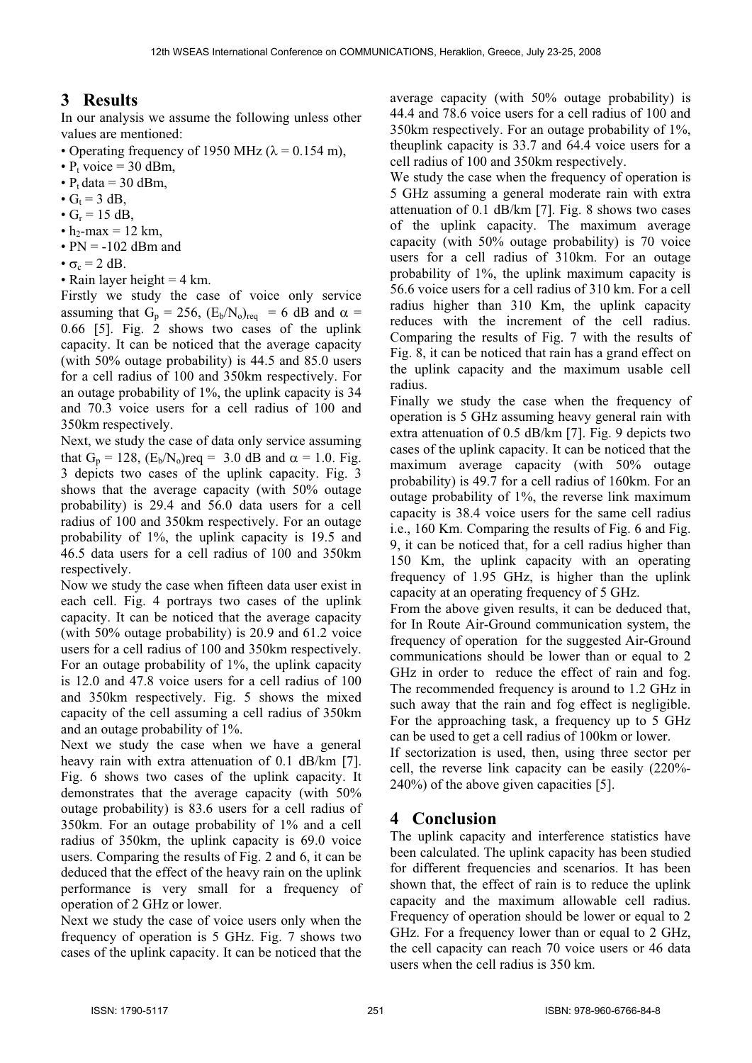## 3 Results

In our analysis we assume the following unless other values are mentioned:

- Operating frequency of 1950 MHz ($\lambda$ = 0.154 m),
- $P_t$ voice = 30 dBm,
- $P_t$ data = 30 dBm,
- $G_t$ = 3 dB,
- $G_r$ = 15 dB,
- $h_2$-max = 12 km,
- PN = -102 dBm and
- $\sigma_c$ = 2 dB.
- Rain layer height = 4 km.

Firstly we study the case of voice only service assuming that $G_p$ = 256, $(E_b/N_o)_{req}$ = 6 dB and $\alpha$ = 0.66 [5]. Fig. 2 shows two cases of the uplink capacity. It can be noticed that the average capacity (with 50% outage probability) is 44.5 and 85.0 users for a cell radius of 100 and 350km respectively. For an outage probability of 1%, the uplink capacity is 34 and 70.3 voice users for a cell radius of 100 and 350km respectively.

Next, we study the case of data only service assuming that $G_p$ = 128, $(E_b/N_o)$req = 3.0 dB and $\alpha$ = 1.0. Fig. 3 depicts two cases of the uplink capacity. Fig. 3 shows that the average capacity (with 50% outage probability) is 29.4 and 56.0 data users for a cell radius of 100 and 350km respectively. For an outage probability of 1%, the uplink capacity is 19.5 and 46.5 data users for a cell radius of 100 and 350km respectively.

Now we study the case when fifteen data user exist in each cell. Fig. 4 portrays two cases of the uplink capacity. It can be noticed that the average capacity (with 50% outage probability) is 20.9 and 61.2 voice users for a cell radius of 100 and 350km respectively. For an outage probability of 1%, the uplink capacity is 12.0 and 47.8 voice users for a cell radius of 100 and 350km respectively. Fig. 5 shows the mixed capacity of the cell assuming a cell radius of 350km and an outage probability of 1%.

Next we study the case when we have a general heavy rain with extra attenuation of 0.1 dB/km [7]. Fig. 6 shows two cases of the uplink capacity. It demonstrates that the average capacity (with 50% outage probability) is 83.6 users for a cell radius of 350km. For an outage probability of 1% and a cell radius of 350km, the uplink capacity is 69.0 voice users. Comparing the results of Fig. 2 and 6, it can be deduced that the effect of the heavy rain on the uplink performance is very small for a frequency of operation of 2 GHz or lower.

Next we study the case of voice users only when the frequency of operation is 5 GHz. Fig. 7 shows two cases of the uplink capacity. It can be noticed that the average capacity (with 50% outage probability) is 44.4 and 78.6 voice users for a cell radius of 100 and 350km respectively. For an outage probability of 1%, theuplink capacity is 33.7 and 64.4 voice users for a cell radius of 100 and 350km respectively.

We study the case when the frequency of operation is 5 GHz assuming a general moderate rain with extra attenuation of 0.1 dB/km [7]. Fig. 8 shows two cases of the uplink capacity. The maximum average capacity (with 50% outage probability) is 70 voice users for a cell radius of 310km. For an outage probability of 1%, the uplink maximum capacity is 56.6 voice users for a cell radius of 310 km. For a cell radius higher than 310 Km, the uplink capacity reduces with the increment of the cell radius. Comparing the results of Fig. 7 with the results of Fig. 8, it can be noticed that rain has a grand effect on the uplink capacity and the maximum usable cell radius.

Finally we study the case when the frequency of operation is 5 GHz assuming heavy general rain with extra attenuation of 0.5 dB/km [7]. Fig. 9 depicts two cases of the uplink capacity. It can be noticed that the maximum average capacity (with 50% outage probability) is 49.7 for a cell radius of 160km. For an outage probability of 1%, the reverse link maximum capacity is 38.4 voice users for the same cell radius i.e., 160 Km. Comparing the results of Fig. 6 and Fig. 9, it can be noticed that, for a cell radius higher than 150 Km, the uplink capacity with an operating frequency of 1.95 GHz, is higher than the uplink capacity at an operating frequency of 5 GHz.

From the above given results, it can be deduced that, for In Route Air-Ground communication system, the frequency of operation for the suggested Air-Ground communications should be lower than or equal to 2 GHz in order to reduce the effect of rain and fog. The recommended frequency is around to 1.2 GHz in such away that the rain and fog effect is negligible. For the approaching task, a frequency up to 5 GHz can be used to get a cell radius of 100km or lower.

If sectorization is used, then, using three sector per cell, the reverse link capacity can be easily (220%-240%) of the above given capacities [5].

## 4 Conclusion

The uplink capacity and interference statistics have been calculated. The uplink capacity has been studied for different frequencies and scenarios. It has been shown that, the effect of rain is to reduce the uplink capacity and the maximum allowable cell radius. Frequency of operation should be lower or equal to 2 GHz. For a frequency lower than or equal to 2 GHz, the cell capacity can reach 70 voice users or 46 data users when the cell radius is 350 km.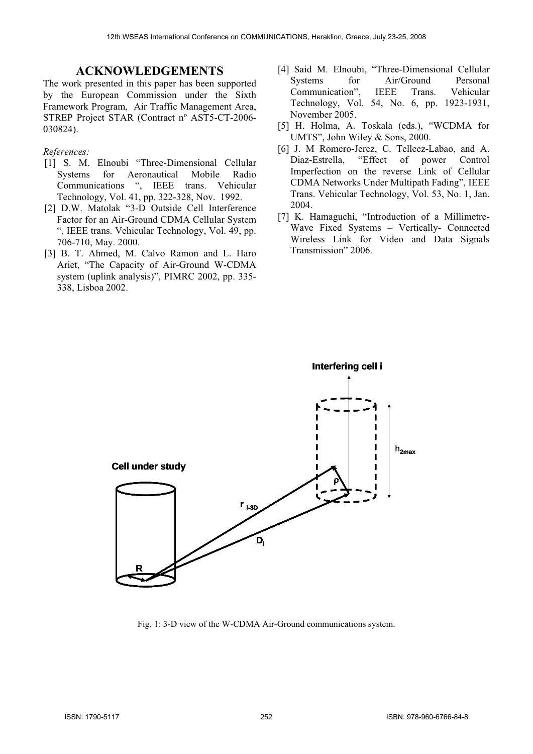## ACKNOWLEDGEMENTS

The work presented in this paper has been supported by the European Commission under the Sixth Framework Program, Air Traffic Management Area, STREP Project STAR (Contract nº AST5-CT-2006-030824).

*References:*

[1] S. M. Elnoubi "Three-Dimensional Cellular Systems for Aeronautical Mobile Radio Communications ", IEEE trans. Vehicular Technology, Vol. 41, pp. 322-328, Nov. 1992.

[2] D.W. Matolak "3-D Outside Cell Interference Factor for an Air-Ground CDMA Cellular System ", IEEE trans. Vehicular Technology, Vol. 49, pp. 706-710, May. 2000.

[3] B. T. Ahmed, M. Calvo Ramon and L. Haro Ariet, "The Capacity of Air-Ground W-CDMA system (uplink analysis)", PIMRC 2002, pp. 335-338, Lisboa 2002.

[4] Said M. Elnoubi, "Three-Dimensional Cellular Systems for Air/Ground Personal Communication", IEEE Trans. Vehicular Technology, Vol. 54, No. 6, pp. 1923-1931, November 2005.

[5] H. Holma, A. Toskala (eds.), "WCDMA for UMTS", John Wiley & Sons, 2000.

[6] J. M Romero-Jerez, C. Telleez-Labao, and A. Diaz-Estrella, "Effect of power Control Imperfection on the reverse Link of Cellular CDMA Networks Under Multipath Fading", IEEE Trans. Vehicular Technology, Vol. 53, No. 1, Jan. 2004.

[7] K. Hamaguchi, "Introduction of a Millimetre-Wave Fixed Systems – Vertically- Connected Wireless Link for Video and Data Signals Transmission" 2006.

Interfering cell i

$h_{2max}$

Cell under study

$\rho$

$r_{i\text{-}3D}$

$D_i$

R

Fig. 1: 3-D view of the W-CDMA Air-Ground communications system.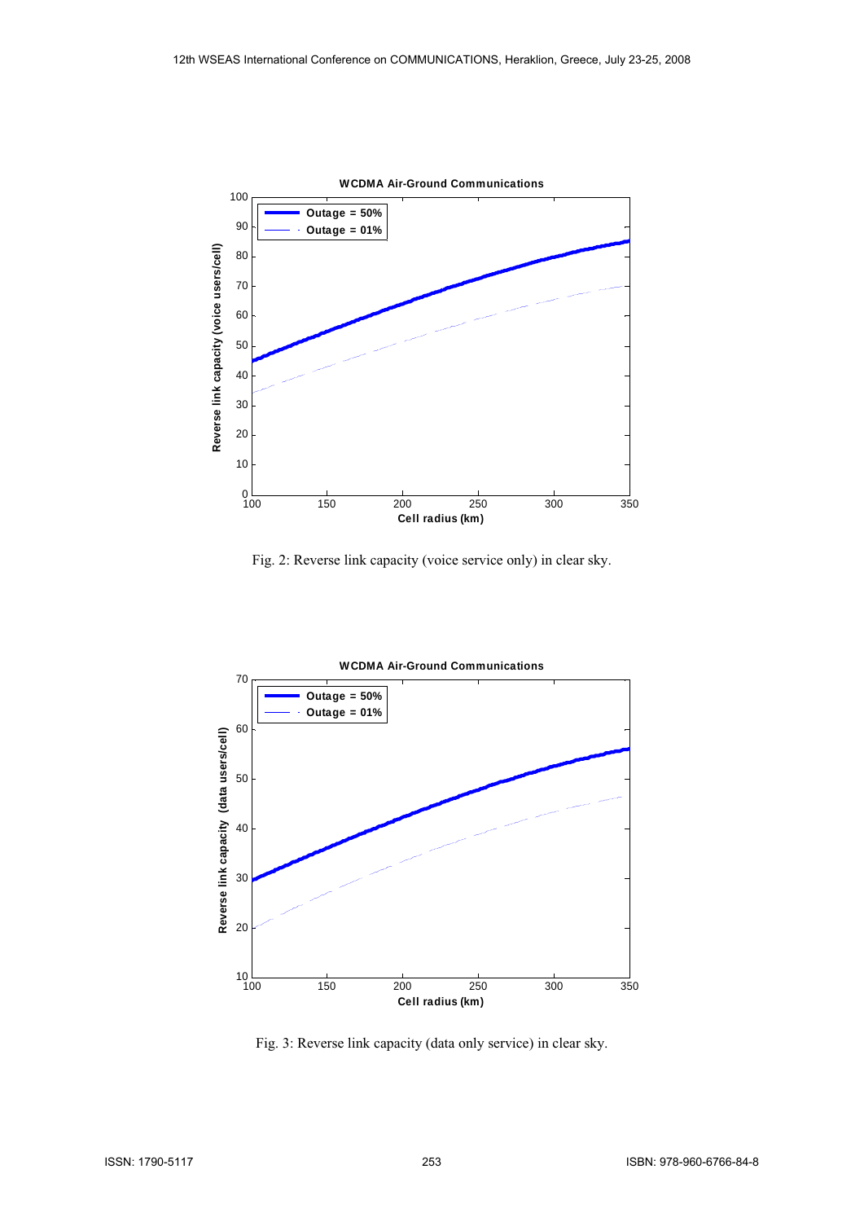Fig. 2: Reverse link capacity (voice service only) in clear sky.

Fig. 3: Reverse link capacity (data only service) in clear sky.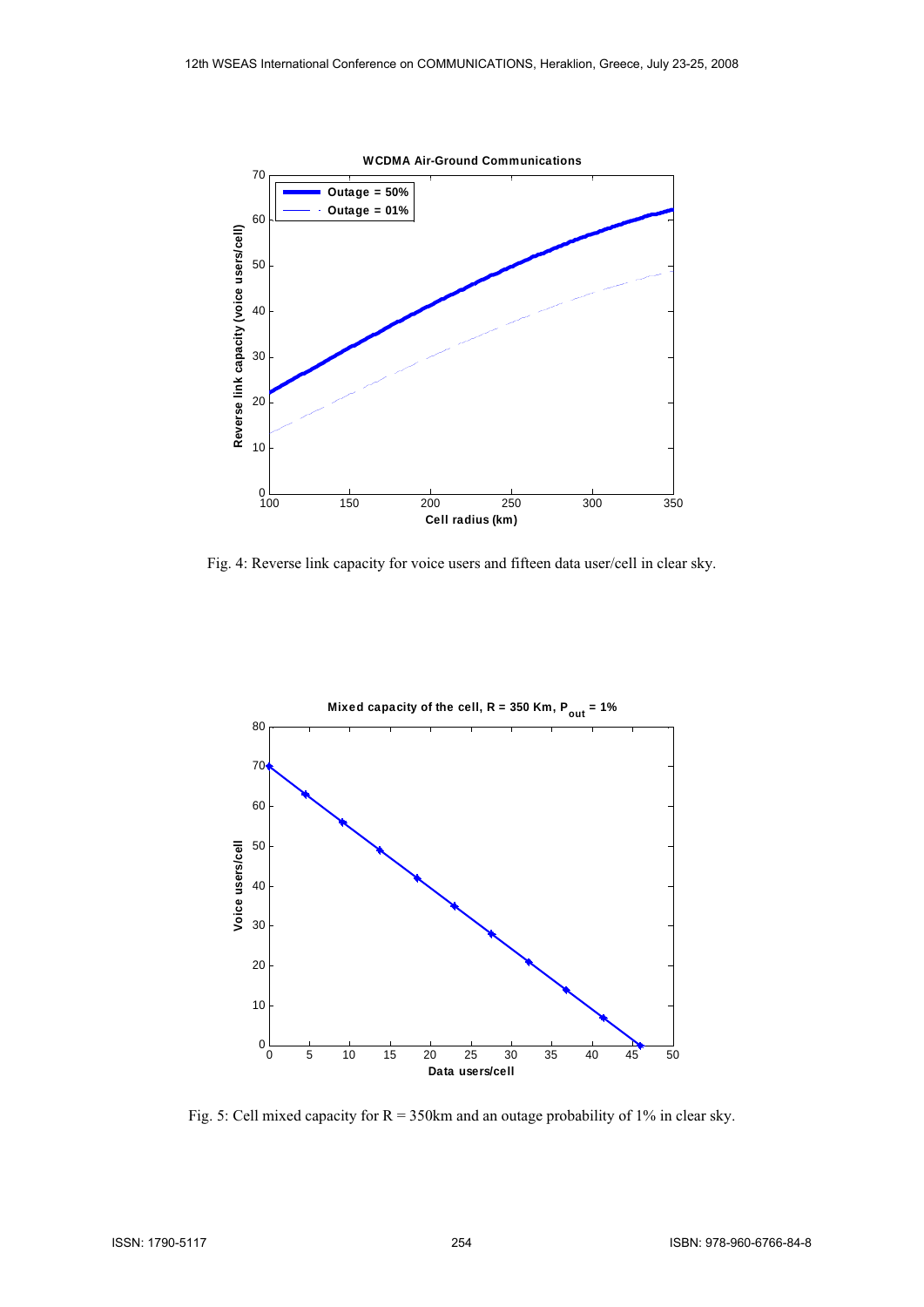Fig. 4: Reverse link capacity for voice users and fifteen data user/cell in clear sky.

Fig. 5: Cell mixed capacity for R = 350km and an outage probability of 1% in clear sky.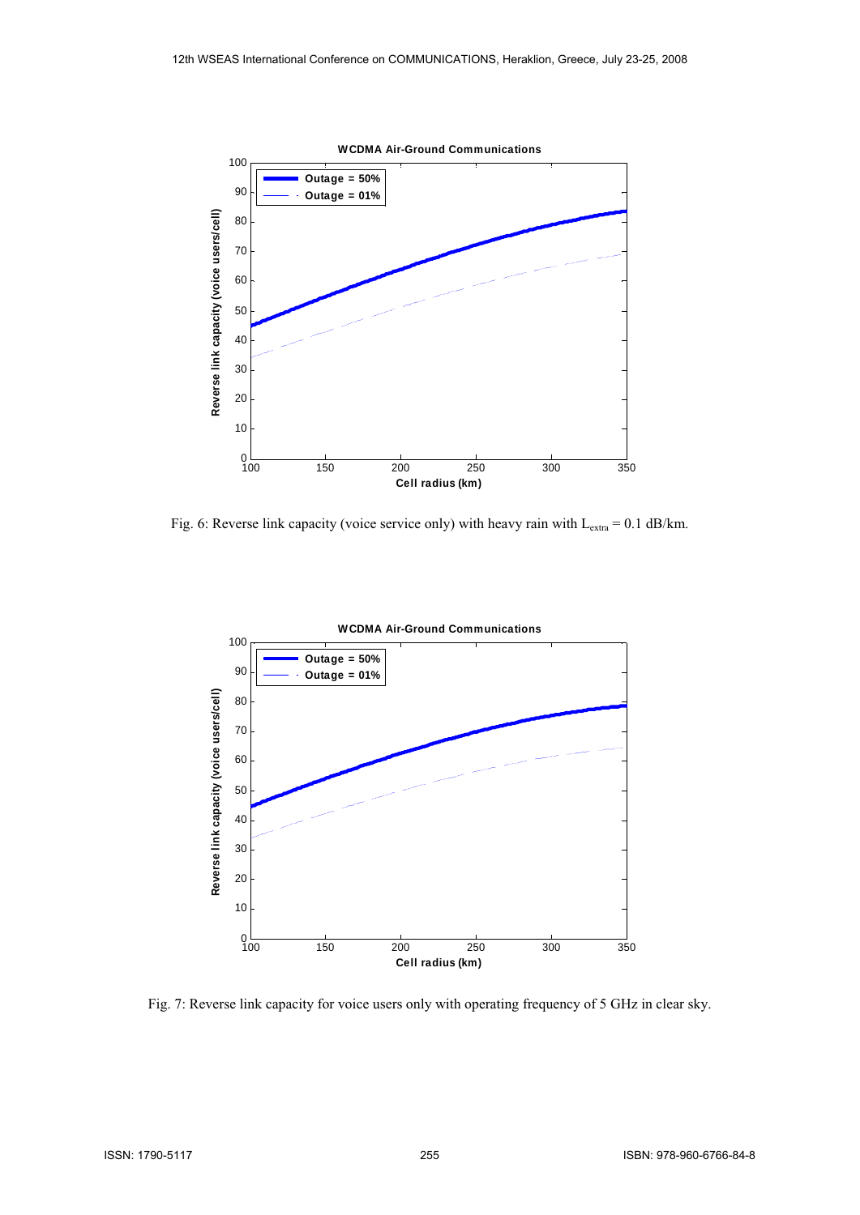Fig. 6: Reverse link capacity (voice service only) with heavy rain with $L_{extra}$ = 0.1 dB/km.

Fig. 7: Reverse link capacity for voice users only with operating frequency of 5 GHz in clear sky.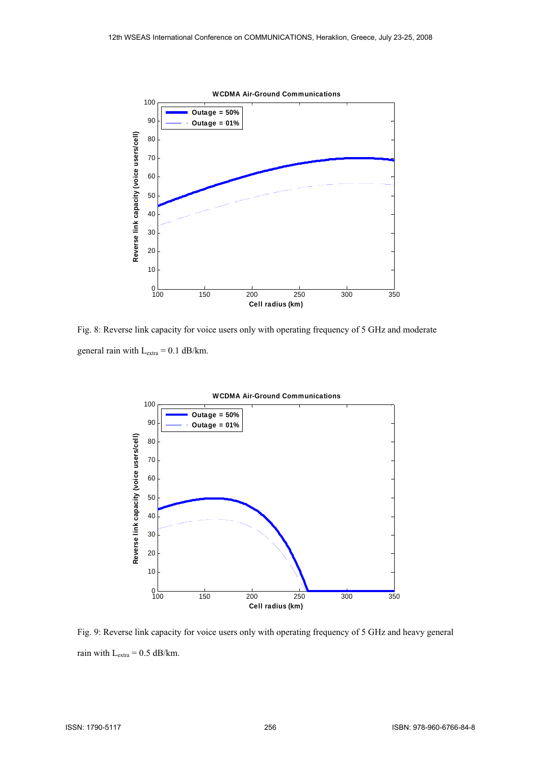WCDMA Air-Ground Communications

Outage = 50%

Outage = 01%

Reverse link capacity (voice users/cell)

Cell radius (km)

100
90
80
70
60
50
40
30
20
10
0

100 150 200 250 300 350

Fig. 8: Reverse link capacity for voice users only with operating frequency of 5 GHz and moderate general rain with $L_{extra} = 0.1$ dB/km.

WCDMA Air-Ground Communications

Outage = 50%

Outage = 01%

Reverse link capacity (voice users/cell)

Cell radius (km)

100
90
80
70
60
50
40
30
20
10
0

100 150 200 250 300 350

Fig. 9: Reverse link capacity for voice users only with operating frequency of 5 GHz and heavy general rain with $L_{extra} = 0.5$ dB/km.